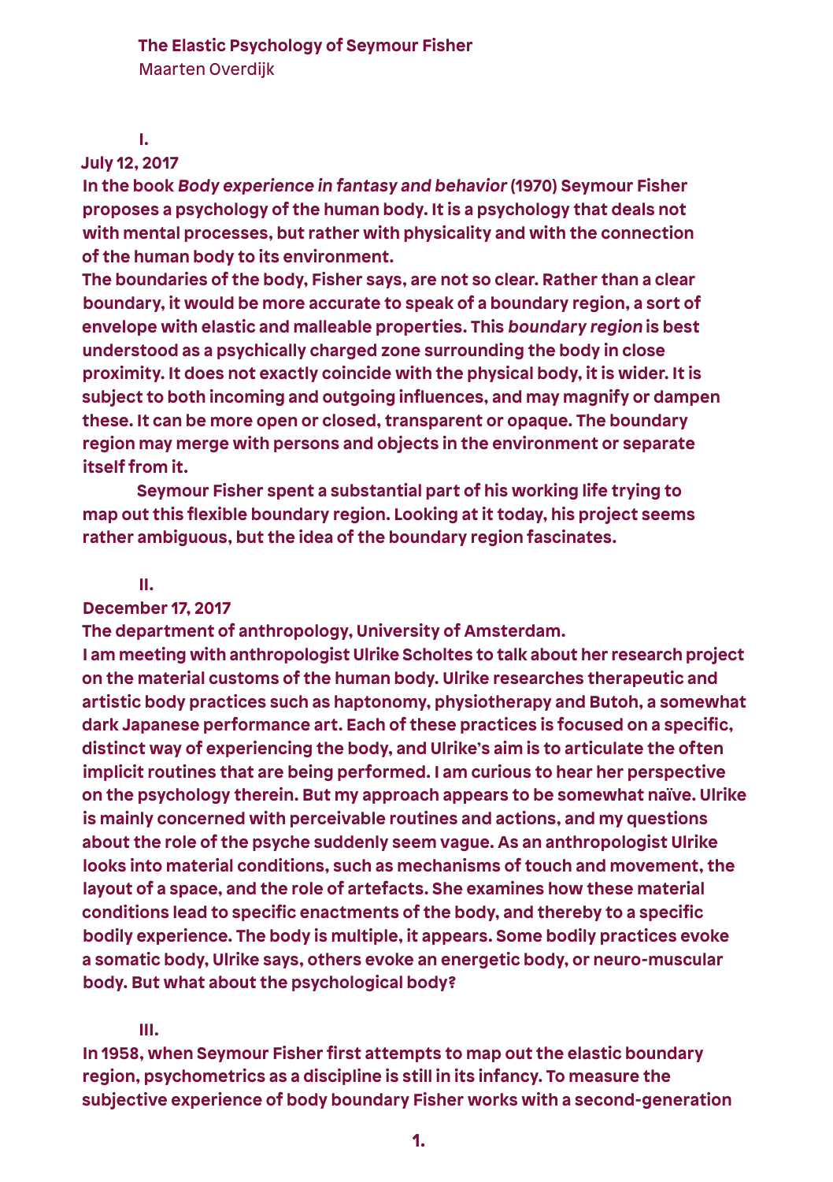# The Elastic Psychology of Seymour Fisher

Maarten Overdijk

## I.

**July 12, 2017**

In the book *Body experience in fantasy and behavior* (1970) Seymour Fisher proposes a psychology of the human body. It is a psychology that deals not with mental processes, but rather with physicality and with the connection of the human body to its environment.

The boundaries of the body, Fisher says, are not so clear. Rather than a clear boundary, it would be more accurate to speak of a boundary region, a sort of envelope with elastic and malleable properties. This *boundary region* is best understood as a psychically charged zone surrounding the body in close proximity. It does not exactly coincide with the physical body, it is wider. It is subject to both incoming and outgoing influences, and may magnify or dampen these. It can be more open or closed, transparent or opaque. The boundary region may merge with persons and objects in the environment or separate itself from it.

Seymour Fisher spent a substantial part of his working life trying to map out this flexible boundary region. Looking at it today, his project seems rather ambiguous, but the idea of the boundary region fascinates.

## II.

**December 17, 2017**

The department of anthropology, University of Amsterdam.

I am meeting with anthropologist Ulrike Scholtes to talk about her research project on the material customs of the human body. Ulrike researches therapeutic and artistic body practices such as haptonomy, physiotherapy and Butoh, a somewhat dark Japanese performance art. Each of these practices is focused on a specific, distinct way of experiencing the body, and Ulrike's aim is to articulate the often implicit routines that are being performed. I am curious to hear her perspective on the psychology therein. But my approach appears to be somewhat naïve. Ulrike is mainly concerned with perceivable routines and actions, and my questions about the role of the psyche suddenly seem vague. As an anthropologist Ulrike looks into material conditions, such as mechanisms of touch and movement, the layout of a space, and the role of artefacts. She examines how these material conditions lead to specific enactments of the body, and thereby to a specific bodily experience. The body is multiple, it appears. Some bodily practices evoke a somatic body, Ulrike says, others evoke an energetic body, or neuro-muscular body. But what about the psychological body?

## III.

In 1958, when Seymour Fisher first attempts to map out the elastic boundary region, psychometrics as a discipline is still in its infancy. To measure the subjective experience of body boundary Fisher works with a second-generation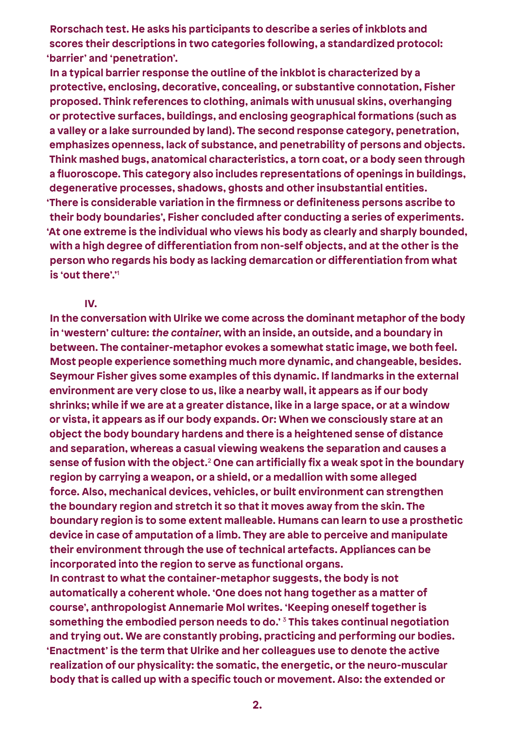Rorschach test. He asks his participants to describe a series of inkblots and scores their descriptions in two categories following, a standardized protocol: 'barrier' and 'penetration'.

In a typical barrier response the outline of the inkblot is characterized by a protective, enclosing, decorative, concealing, or substantive connotation, Fisher proposed. Think references to clothing, animals with unusual skins, overhanging or protective surfaces, buildings, and enclosing geographical formations (such as a valley or a lake surrounded by land). The second response category, penetration, emphasizes openness, lack of substance, and penetrability of persons and objects. Think mashed bugs, anatomical characteristics, a torn coat, or a body seen through a fluoroscope. This category also includes representations of openings in buildings, degenerative processes, shadows, ghosts and other insubstantial entities.

'There is considerable variation in the firmness or definiteness persons ascribe to their body boundaries', Fisher concluded after conducting a series of experiments. 'At one extreme is the individual who views his body as clearly and sharply bounded, with a high degree of differentiation from non-self objects, and at the other is the person who regards his body as lacking demarcation or differentiation from what is 'out there'.'[1]

## IV.

In the conversation with Ulrike we come across the dominant metaphor of the body in 'western' culture: *the container*, with an inside, an outside, and a boundary in between. The container-metaphor evokes a somewhat static image, we both feel. Most people experience something much more dynamic, and changeable, besides. Seymour Fisher gives some examples of this dynamic. If landmarks in the external environment are very close to us, like a nearby wall, it appears as if our body shrinks; while if we are at a greater distance, like in a large space, or at a window or vista, it appears as if our body expands. Or: When we consciously stare at an object the body boundary hardens and there is a heightened sense of distance and separation, whereas a casual viewing weakens the separation and causes a sense of fusion with the object.[2] One can artificially fix a weak spot in the boundary region by carrying a weapon, or a shield, or a medallion with some alleged force. Also, mechanical devices, vehicles, or built environment can strengthen the boundary region and stretch it so that it moves away from the skin. The boundary region is to some extent malleable. Humans can learn to use a prosthetic device in case of amputation of a limb. They are able to perceive and manipulate their environment through the use of technical artefacts. Appliances can be incorporated into the region to serve as functional organs.

In contrast to what the container-metaphor suggests, the body is not automatically a coherent whole. 'One does not hang together as a matter of course', anthropologist Annemarie Mol writes. 'Keeping oneself together is something the embodied person needs to do.'[3] This takes continual negotiation and trying out. We are constantly probing, practicing and performing our bodies. 'Enactment' is the term that Ulrike and her colleagues use to denote the active realization of our physicality: the somatic, the energetic, or the neuro-muscular body that is called up with a specific touch or movement. Also: the extended or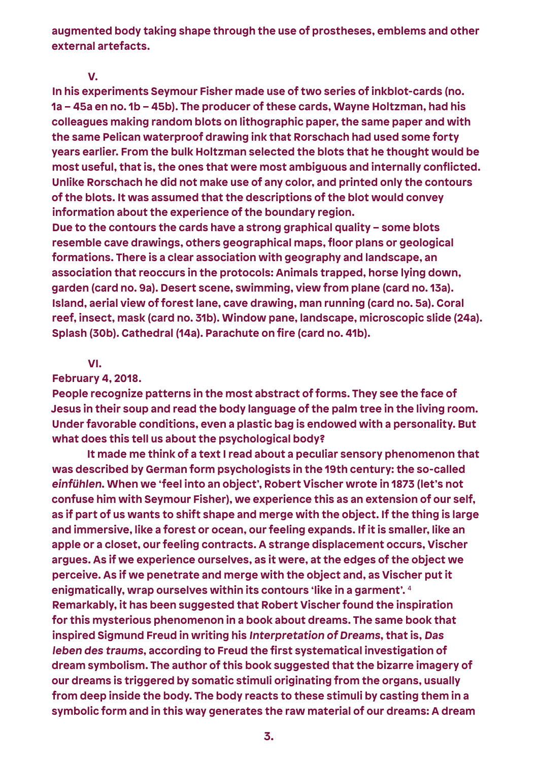augmented body taking shape through the use of prostheses, emblems and other external artefacts.

V.

In his experiments Seymour Fisher made use of two series of inkblot-cards (no. 1a – 45a en no. 1b – 45b). The producer of these cards, Wayne Holtzman, had his colleagues making random blots on lithographic paper, the same paper and with the same Pelican waterproof drawing ink that Rorschach had used some forty years earlier. From the bulk Holtzman selected the blots that he thought would be most useful, that is, the ones that were most ambiguous and internally conflicted. Unlike Rorschach he did not make use of any color, and printed only the contours of the blots. It was assumed that the descriptions of the blot would convey information about the experience of the boundary region.
Due to the contours the cards have a strong graphical quality – some blots resemble cave drawings, others geographical maps, floor plans or geological formations. There is a clear association with geography and landscape, an association that reoccurs in the protocols: Animals trapped, horse lying down, garden (card no. 9a). Desert scene, swimming, view from plane (card no. 13a). Island, aerial view of forest lane, cave drawing, man running (card no. 5a). Coral reef, insect, mask (card no. 31b). Window pane, landscape, microscopic slide (24a). Splash (30b). Cathedral (14a). Parachute on fire (card no. 41b).

VI.

February 4, 2018.

People recognize patterns in the most abstract of forms. They see the face of Jesus in their soup and read the body language of the palm tree in the living room. Under favorable conditions, even a plastic bag is endowed with a personality. But what does this tell us about the psychological body?

It made me think of a text I read about a peculiar sensory phenomenon that was described by German form psychologists in the 19th century: the so-called *einfühlen*. When we 'feel into an object', Robert Vischer wrote in 1873 (let's not confuse him with Seymour Fisher), we experience this as an extension of our self, as if part of us wants to shift shape and merge with the object. If the thing is large and immersive, like a forest or ocean, our feeling expands. If it is smaller, like an apple or a closet, our feeling contracts. A strange displacement occurs, Vischer argues. As if we experience ourselves, as it were, at the edges of the object we perceive. As if we penetrate and merge with the object and, as Vischer put it enigmatically, wrap ourselves within its contours 'like in a garment'. [4]
Remarkably, it has been suggested that Robert Vischer found the inspiration for this mysterious phenomenon in a book about dreams. The same book that inspired Sigmund Freud in writing his *Interpretation of Dreams*, that is, *Das leben des traums*, according to Freud the first systematical investigation of dream symbolism. The author of this book suggested that the bizarre imagery of our dreams is triggered by somatic stimuli originating from the organs, usually from deep inside the body. The body reacts to these stimuli by casting them in a symbolic form and in this way generates the raw material of our dreams: A dream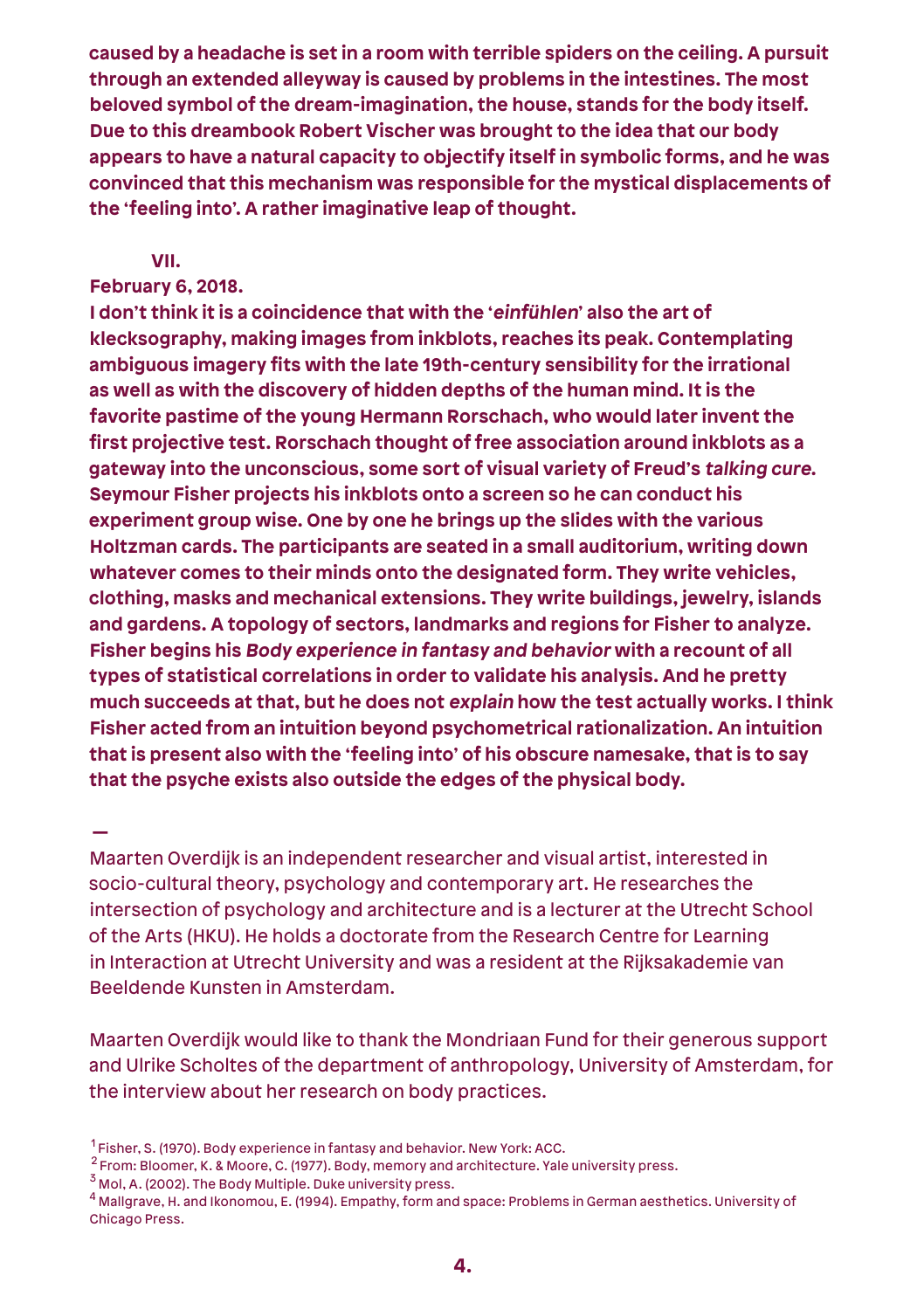**caused by a headache is set in a room with terrible spiders on the ceiling. A pursuit through an extended alleyway is caused by problems in the intestines. The most beloved symbol of the dream-imagination, the house, stands for the body itself. Due to this dreambook Robert Vischer was brought to the idea that our body appears to have a natural capacity to objectify itself in symbolic forms, and he was convinced that this mechanism was responsible for the mystical displacements of the 'feeling into'. A rather imaginative leap of thought.**

**VII.**

**February 6, 2018.**

**I don't think it is a coincidence that with the '*einfühlen*' also the art of klecksography, making images from inkblots, reaches its peak. Contemplating ambiguous imagery fits with the late 19th-century sensibility for the irrational as well as with the discovery of hidden depths of the human mind. It is the favorite pastime of the young Hermann Rorschach, who would later invent the first projective test. Rorschach thought of free association around inkblots as a gateway into the unconscious, some sort of visual variety of Freud's *talking cure.* Seymour Fisher projects his inkblots onto a screen so he can conduct his experiment group wise. One by one he brings up the slides with the various Holtzman cards. The participants are seated in a small auditorium, writing down whatever comes to their minds onto the designated form. They write vehicles, clothing, masks and mechanical extensions. They write buildings, jewelry, islands and gardens. A topology of sectors, landmarks and regions for Fisher to analyze. Fisher begins his *Body experience in fantasy and behavior* with a recount of all types of statistical correlations in order to validate his analysis. And he pretty much succeeds at that, but he does not *explain* how the test actually works. I think Fisher acted from an intuition beyond psychometrical rationalization. An intuition that is present also with the 'feeling into' of his obscure namesake, that is to say that the psyche exists also outside the edges of the physical body.**

—

Maarten Overdijk is an independent researcher and visual artist, interested in socio-cultural theory, psychology and contemporary art. He researches the intersection of psychology and architecture and is a lecturer at the Utrecht School of the Arts (HKU). He holds a doctorate from the Research Centre for Learning in Interaction at Utrecht University and was a resident at the Rijksakademie van Beeldende Kunsten in Amsterdam.

Maarten Overdijk would like to thank the Mondriaan Fund for their generous support and Ulrike Scholtes of the department of anthropology, University of Amsterdam, for the interview about her research on body practices.

[1] Fisher, S. (1970). Body experience in fantasy and behavior. New York: ACC.
[2] From: Bloomer, K. & Moore, C. (1977). Body, memory and architecture. Yale university press.
[3] Mol, A. (2002). The Body Multiple. Duke university press.
[4] Mallgrave, H. and Ikonomou, E. (1994). Empathy, form and space: Problems in German aesthetics. University of Chicago Press.